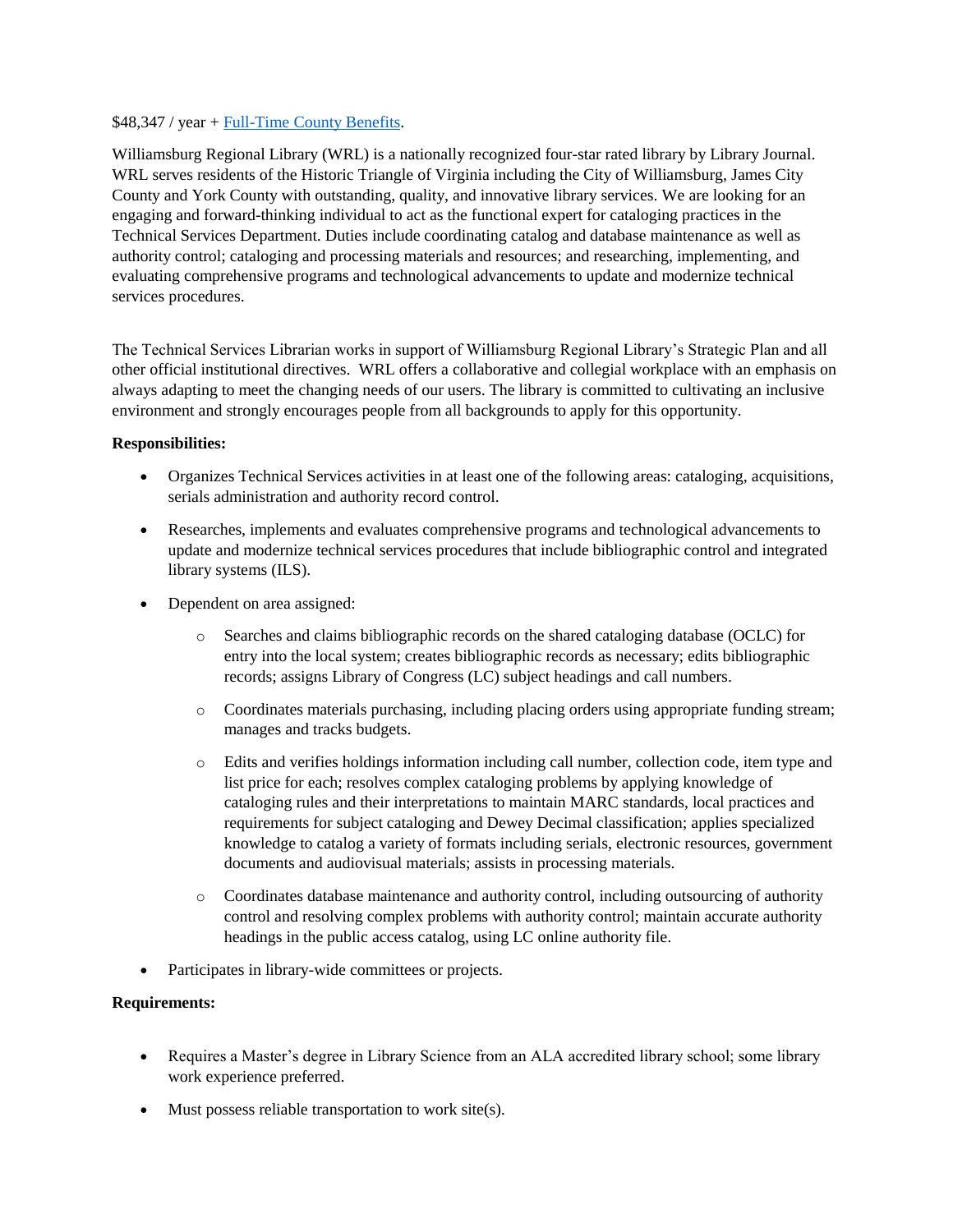$48,347 / year + [Full-Time County Benefits].

Williamsburg Regional Library (WRL) is a nationally recognized four-star rated library by Library Journal. WRL serves residents of the Historic Triangle of Virginia including the City of Williamsburg, James City County and York County with outstanding, quality, and innovative library services. We are looking for an engaging and forward-thinking individual to act as the functional expert for cataloging practices in the Technical Services Department. Duties include coordinating catalog and database maintenance as well as authority control; cataloging and processing materials and resources; and researching, implementing, and evaluating comprehensive programs and technological advancements to update and modernize technical services procedures.

The Technical Services Librarian works in support of Williamsburg Regional Library's Strategic Plan and all other official institutional directives. WRL offers a collaborative and collegial workplace with an emphasis on always adapting to meet the changing needs of our users. The library is committed to cultivating an inclusive environment and strongly encourages people from all backgrounds to apply for this opportunity.

**Responsibilities:**

- Organizes Technical Services activities in at least one of the following areas: cataloging, acquisitions, serials administration and authority record control.
- Researches, implements and evaluates comprehensive programs and technological advancements to update and modernize technical services procedures that include bibliographic control and integrated library systems (ILS).
- Dependent on area assigned:
    - Searches and claims bibliographic records on the shared cataloging database (OCLC) for entry into the local system; creates bibliographic records as necessary; edits bibliographic records; assigns Library of Congress (LC) subject headings and call numbers.
    - Coordinates materials purchasing, including placing orders using appropriate funding stream; manages and tracks budgets.
    - Edits and verifies holdings information including call number, collection code, item type and list price for each; resolves complex cataloging problems by applying knowledge of cataloging rules and their interpretations to maintain MARC standards, local practices and requirements for subject cataloging and Dewey Decimal classification; applies specialized knowledge to catalog a variety of formats including serials, electronic resources, government documents and audiovisual materials; assists in processing materials.
    - Coordinates database maintenance and authority control, including outsourcing of authority control and resolving complex problems with authority control; maintain accurate authority headings in the public access catalog, using LC online authority file.
- Participates in library-wide committees or projects.

**Requirements:**

- Requires a Master's degree in Library Science from an ALA accredited library school; some library work experience preferred.
- Must possess reliable transportation to work site(s).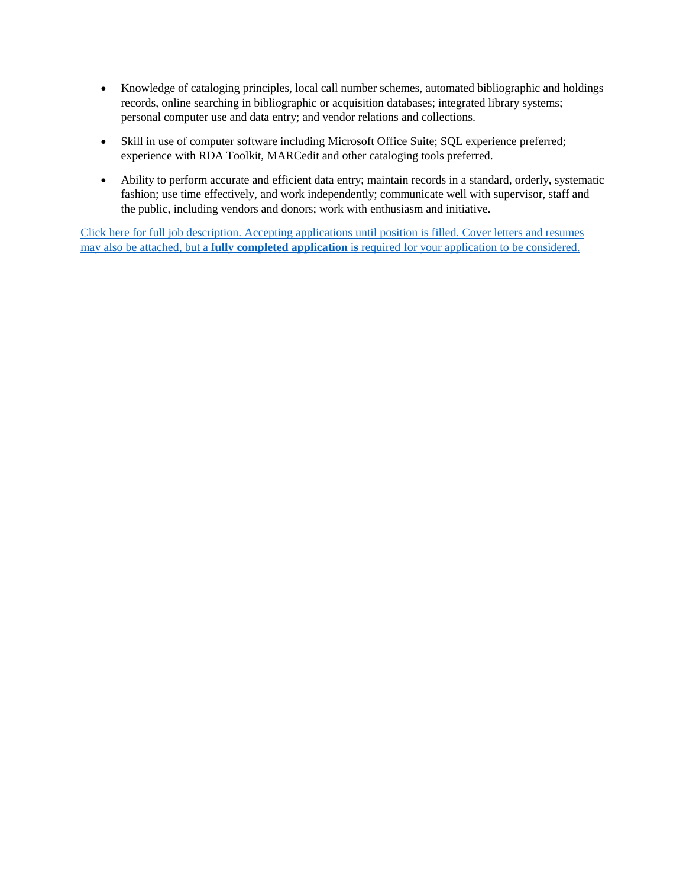- Knowledge of cataloging principles, local call number schemes, automated bibliographic and holdings records, online searching in bibliographic or acquisition databases; integrated library systems; personal computer use and data entry; and vendor relations and collections.
- Skill in use of computer software including Microsoft Office Suite; SQL experience preferred; experience with RDA Toolkit, MARCedit and other cataloging tools preferred.
- Ability to perform accurate and efficient data entry; maintain records in a standard, orderly, systematic fashion; use time effectively, and work independently; communicate well with supervisor, staff and the public, including vendors and donors; work with enthusiasm and initiative.

Click here for full job description. Accepting applications until position is filled. Cover letters and resumes may also be attached, but a **fully completed application** is required for your application to be considered.